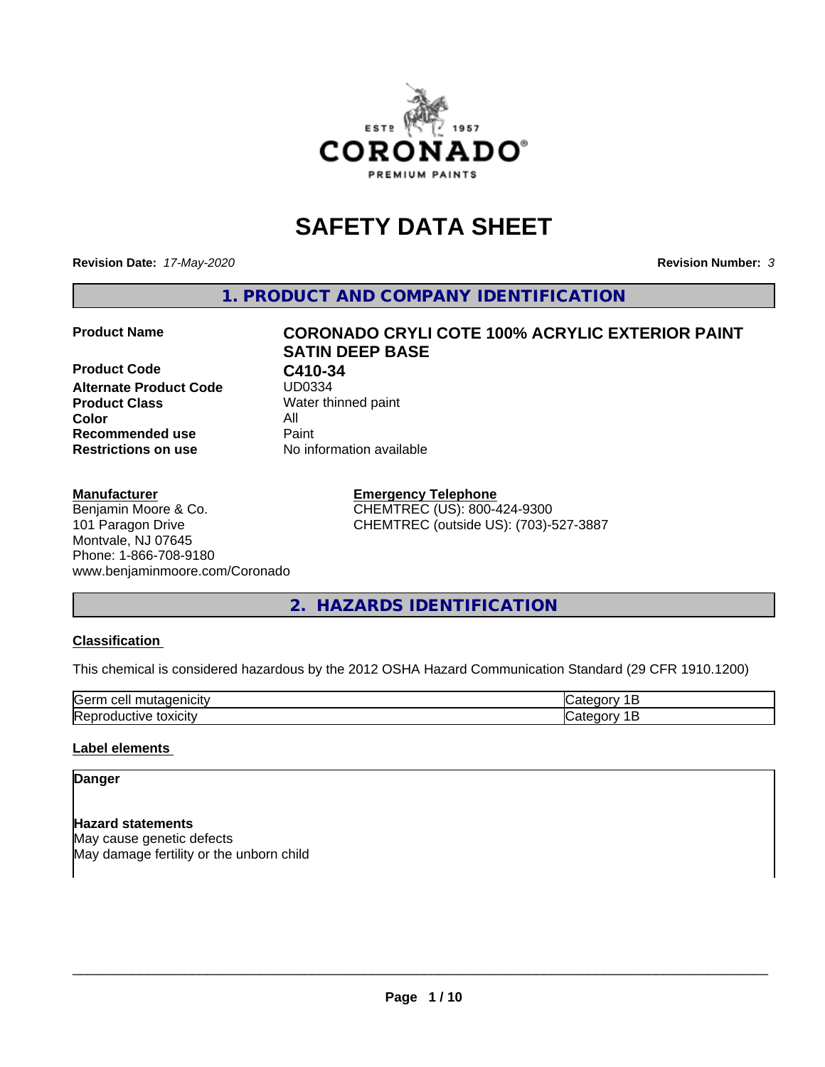# SAFETY DATA SHEET

**Revision Date:** *17-May-2020* **Revision Number:** *3*

## 1. PRODUCT AND COMPANY IDENTIFICATION

| | |
|---|---|
| **Product Name** | **CORONADO CRYLI COTE 100% ACRYLIC EXTERIOR PAINT SATIN DEEP BASE** |
| **Product Code** | **C410-34** |
| **Alternate Product Code** | UD0334 |
| **Product Class** | Water thinned paint |
| **Color** | All |
| **Recommended use** | Paint |
| **Restrictions on use** | No information available |

**Manufacturer**
Benjamin Moore & Co.
101 Paragon Drive
Montvale, NJ 07645
Phone: 1-866-708-9180
www.benjaminmoore.com/Coronado

**Emergency Telephone**
CHEMTREC (US): 800-424-9300
CHEMTREC (outside US): (703)-527-3887

## 2. HAZARDS IDENTIFICATION

### Classification

This chemical is considered hazardous by the 2012 OSHA Hazard Communication Standard (29 CFR 1910.1200)

| | |
|---|---|
| Germ cell mutagenicity | Category 1B |
| Reproductive toxicity | Category 1B |

### Label elements

**Danger**

**Hazard statements**
May cause genetic defects
May damage fertility or the unborn child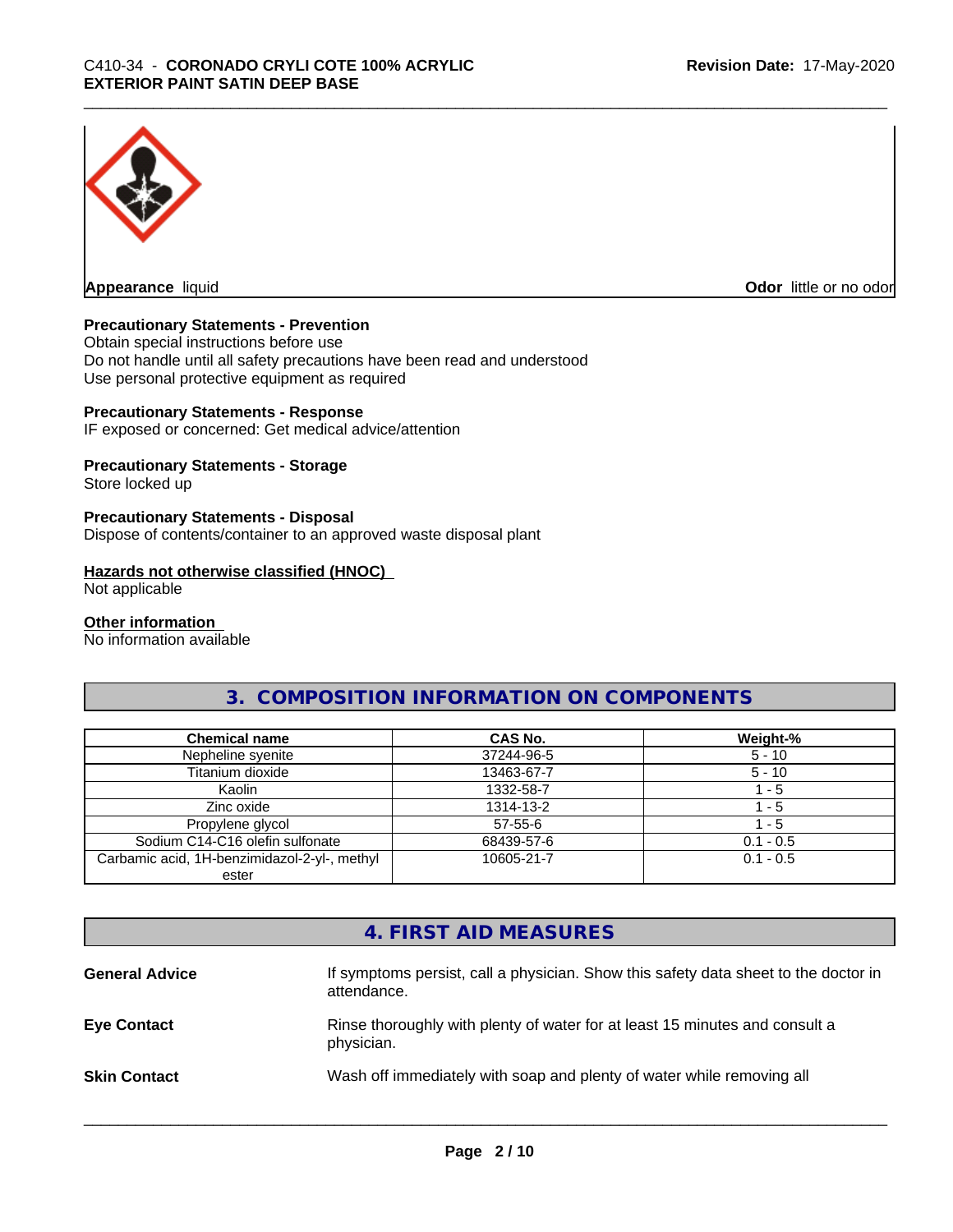**Appearance** liquid **Odor** little or no odor

**Precautionary Statements - Prevention**
Obtain special instructions before use
Do not handle until all safety precautions have been read and understood
Use personal protective equipment as required

**Precautionary Statements - Response**
IF exposed or concerned: Get medical advice/attention

**Precautionary Statements - Storage**
Store locked up

**Precautionary Statements - Disposal**
Dispose of contents/container to an approved waste disposal plant

**Hazards not otherwise classified (HNOC)**
Not applicable

**Other information**
No information available

## 3. COMPOSITION INFORMATION ON COMPONENTS

| Chemical name | CAS No. | Weight-% |
|---|---|---|
| Nepheline syenite | 37244-96-5 | 5 - 10 |
| Titanium dioxide | 13463-67-7 | 5 - 10 |
| Kaolin | 1332-58-7 | 1 - 5 |
| Zinc oxide | 1314-13-2 | 1 - 5 |
| Propylene glycol | 57-55-6 | 1 - 5 |
| Sodium C14-C16 olefin sulfonate | 68439-57-6 | 0.1 - 0.5 |
| Carbamic acid, 1H-benzimidazol-2-yl-, methyl ester | 10605-21-7 | 0.1 - 0.5 |

## 4. FIRST AID MEASURES

**General Advice** If symptoms persist, call a physician. Show this safety data sheet to the doctor in attendance.

**Eye Contact** Rinse thoroughly with plenty of water for at least 15 minutes and consult a physician.

**Skin Contact** Wash off immediately with soap and plenty of water while removing all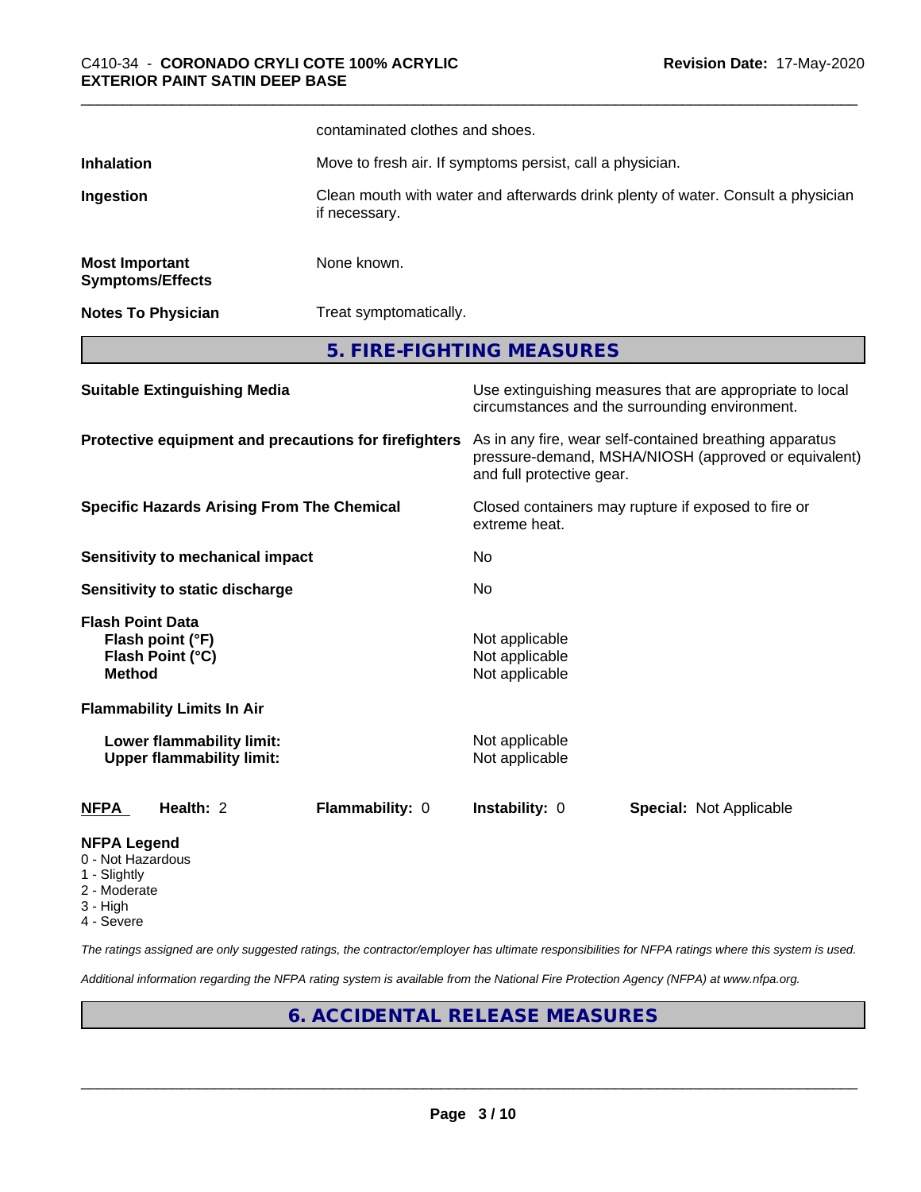contaminated clothes and shoes.

| | |
|---|---|
| **Inhalation** | Move to fresh air. If symptoms persist, call a physician. |
| **Ingestion** | Clean mouth with water and afterwards drink plenty of water. Consult a physician if necessary. |
| **Most Important Symptoms/Effects** | None known. |
| **Notes To Physician** | Treat symptomatically. |

## 5. FIRE-FIGHTING MEASURES

| | |
|---|---|
| **Suitable Extinguishing Media** | Use extinguishing measures that are appropriate to local circumstances and the surrounding environment. |
| **Protective equipment and precautions for firefighters** | As in any fire, wear self-contained breathing apparatus pressure-demand, MSHA/NIOSH (approved or equivalent) and full protective gear. |
| **Specific Hazards Arising From The Chemical** | Closed containers may rupture if exposed to fire or extreme heat. |
| **Sensitivity to mechanical impact** | No |
| **Sensitivity to static discharge** | No |

**Flash Point Data**

| | |
|---|---|
| **Flash point (°F)** | Not applicable |
| **Flash Point (°C)** | Not applicable |
| **Method** | Not applicable |

**Flammability Limits In Air**

| | |
|---|---|
| **Lower flammability limit:** | Not applicable |
| **Upper flammability limit:** | Not applicable |

| **NFPA** | **Health:** 2 | **Flammability:** 0 | **Instability:** 0 | **Special:** Not Applicable |
|---|---|---|---|---|

**NFPA Legend**
- 0 - Not Hazardous
- 1 - Slightly
- 2 - Moderate
- 3 - High
- 4 - Severe

*The ratings assigned are only suggested ratings, the contractor/employer has ultimate responsibilities for NFPA ratings where this system is used.*

*Additional information regarding the NFPA rating system is available from the National Fire Protection Agency (NFPA) at www.nfpa.org.*

## 6. ACCIDENTAL RELEASE MEASURES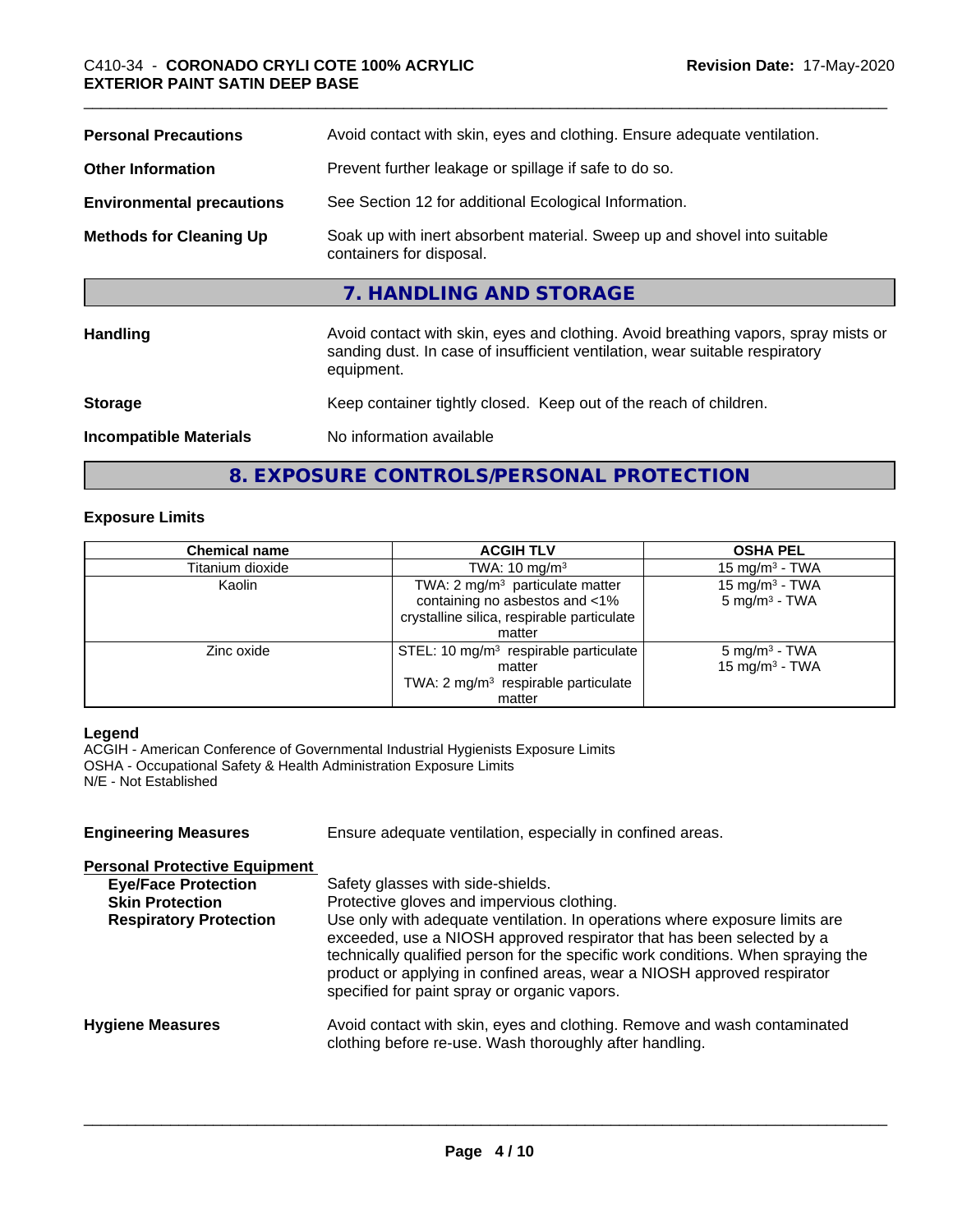| | |
|---|---|
| **Personal Precautions** | Avoid contact with skin, eyes and clothing. Ensure adequate ventilation. |
| **Other Information** | Prevent further leakage or spillage if safe to do so. |
| **Environmental precautions** | See Section 12 for additional Ecological Information. |
| **Methods for Cleaning Up** | Soak up with inert absorbent material. Sweep up and shovel into suitable containers for disposal. |

## 7. HANDLING AND STORAGE

| | |
|---|---|
| **Handling** | Avoid contact with skin, eyes and clothing. Avoid breathing vapors, spray mists or sanding dust. In case of insufficient ventilation, wear suitable respiratory equipment. |
| **Storage** | Keep container tightly closed. Keep out of the reach of children. |
| **Incompatible Materials** | No information available |

## 8. EXPOSURE CONTROLS/PERSONAL PROTECTION

### Exposure Limits

| Chemical name | ACGIH TLV | OSHA PEL |
|---|---|---|
| Titanium dioxide | TWA: 10 mg/m³ | 15 mg/m³ - TWA |
| Kaolin | TWA: 2 mg/m³ particulate matter containing no asbestos and <1% crystalline silica, respirable particulate matter | 15 mg/m³ - TWA<br>5 mg/m³ - TWA |
| Zinc oxide | STEL: 10 mg/m³ respirable particulate matter<br>TWA: 2 mg/m³ respirable particulate matter | 5 mg/m³ - TWA<br>15 mg/m³ - TWA |

**Legend**
ACGIH - American Conference of Governmental Industrial Hygienists Exposure Limits
OSHA - Occupational Safety & Health Administration Exposure Limits
N/E - Not Established

**Engineering Measures** Ensure adequate ventilation, especially in confined areas.

**Personal Protective Equipment**

- **Eye/Face Protection** Safety glasses with side-shields.
- **Skin Protection** Protective gloves and impervious clothing.
- **Respiratory Protection** Use only with adequate ventilation. In operations where exposure limits are exceeded, use a NIOSH approved respirator that has been selected by a technically qualified person for the specific work conditions. When spraying the product or applying in confined areas, wear a NIOSH approved respirator specified for paint spray or organic vapors.

**Hygiene Measures** Avoid contact with skin, eyes and clothing. Remove and wash contaminated clothing before re-use. Wash thoroughly after handling.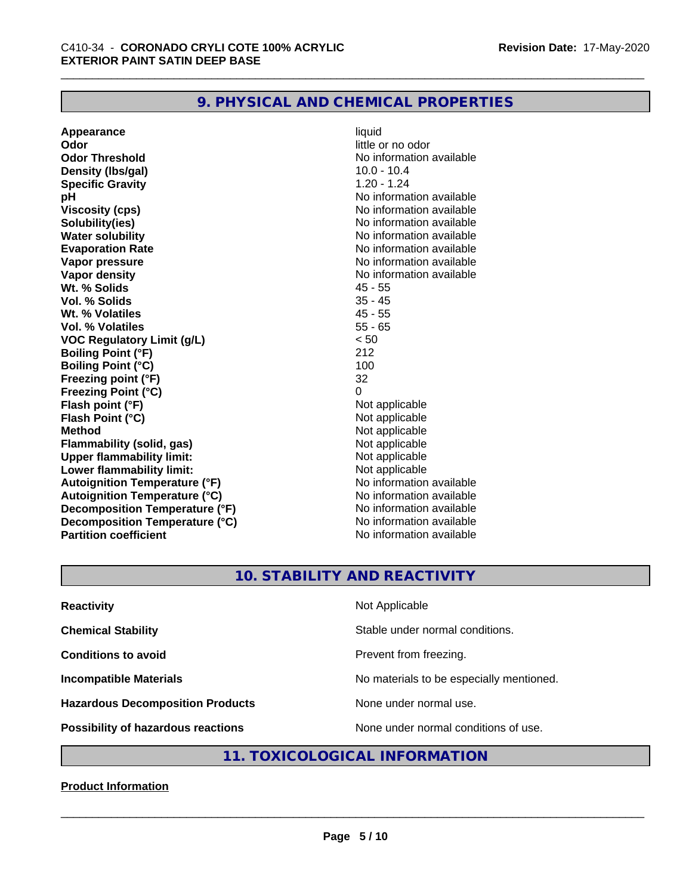## 9. PHYSICAL AND CHEMICAL PROPERTIES

| | |
|---|---|
| **Appearance** | liquid |
| **Odor** | little or no odor |
| **Odor Threshold** | No information available |
| **Density (lbs/gal)** | 10.0 - 10.4 |
| **Specific Gravity** | 1.20 - 1.24 |
| **pH** | No information available |
| **Viscosity (cps)** | No information available |
| **Solubility(ies)** | No information available |
| **Water solubility** | No information available |
| **Evaporation Rate** | No information available |
| **Vapor pressure** | No information available |
| **Vapor density** | No information available |
| **Wt. % Solids** | 45 - 55 |
| **Vol. % Solids** | 35 - 45 |
| **Wt. % Volatiles** | 45 - 55 |
| **Vol. % Volatiles** | 55 - 65 |
| **VOC Regulatory Limit (g/L)** | < 50 |
| **Boiling Point (°F)** | 212 |
| **Boiling Point (°C)** | 100 |
| **Freezing point (°F)** | 32 |
| **Freezing Point (°C)** | 0 |
| **Flash point (°F)** | Not applicable |
| **Flash Point (°C)** | Not applicable |
| **Method** | Not applicable |
| **Flammability (solid, gas)** | Not applicable |
| **Upper flammability limit:** | Not applicable |
| **Lower flammability limit:** | Not applicable |
| **Autoignition Temperature (°F)** | No information available |
| **Autoignition Temperature (°C)** | No information available |
| **Decomposition Temperature (°F)** | No information available |
| **Decomposition Temperature (°C)** | No information available |
| **Partition coefficient** | No information available |

## 10. STABILITY AND REACTIVITY

| | |
|---|---|
| **Reactivity** | Not Applicable |
| **Chemical Stability** | Stable under normal conditions. |
| **Conditions to avoid** | Prevent from freezing. |
| **Incompatible Materials** | No materials to be especially mentioned. |
| **Hazardous Decomposition Products** | None under normal use. |
| **Possibility of hazardous reactions** | None under normal conditions of use. |

## 11. TOXICOLOGICAL INFORMATION

**Product Information**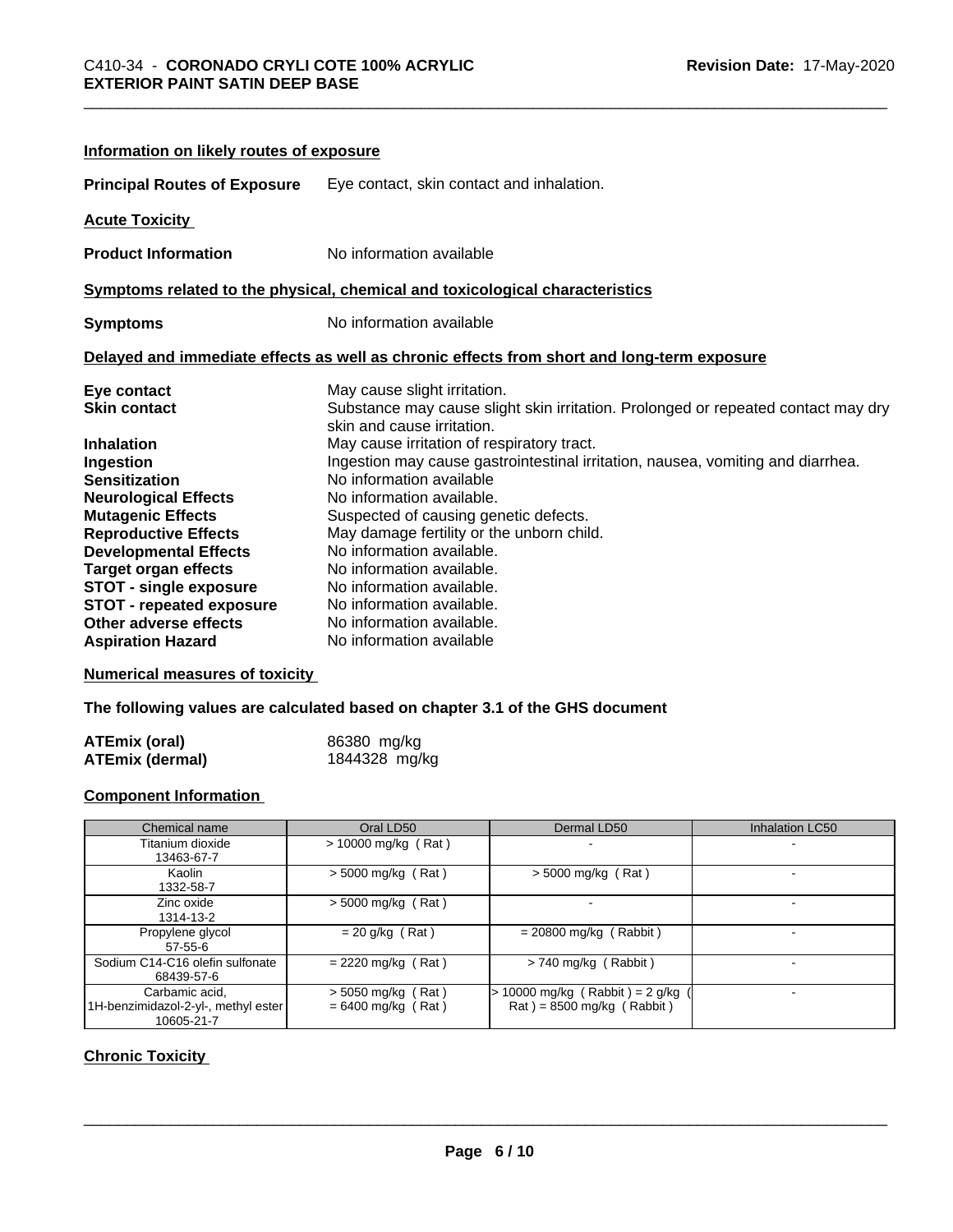### Information on likely routes of exposure

**Principal Routes of Exposure** Eye contact, skin contact and inhalation.

### Acute Toxicity

**Product Information** No information available

### Symptoms related to the physical, chemical and toxicological characteristics

**Symptoms** No information available

### Delayed and immediate effects as well as chronic effects from short and long-term exposure

**Eye contact** May cause slight irritation.
**Skin contact** Substance may cause slight skin irritation. Prolonged or repeated contact may dry skin and cause irritation.
**Inhalation** May cause irritation of respiratory tract.
**Ingestion** Ingestion may cause gastrointestinal irritation, nausea, vomiting and diarrhea.
**Sensitization** No information available
**Neurological Effects** No information available.
**Mutagenic Effects** Suspected of causing genetic defects.
**Reproductive Effects** May damage fertility or the unborn child.
**Developmental Effects** No information available.
**Target organ effects** No information available.
**STOT - single exposure** No information available.
**STOT - repeated exposure** No information available.
**Other adverse effects** No information available.
**Aspiration Hazard** No information available

### Numerical measures of toxicity

**The following values are calculated based on chapter 3.1 of the GHS document**

**ATEmix (oral)** 86380 mg/kg
**ATEmix (dermal)** 1844328 mg/kg

### Component Information

| Chemical name | Oral LD50 | Dermal LD50 | Inhalation LC50 |
|---|---|---|---|
| Titanium dioxide 13463-67-7 | > 10000 mg/kg ( Rat ) | - | - |
| Kaolin 1332-58-7 | > 5000 mg/kg ( Rat ) | > 5000 mg/kg ( Rat ) | - |
| Zinc oxide 1314-13-2 | > 5000 mg/kg ( Rat ) | - | - |
| Propylene glycol 57-55-6 | = 20 g/kg ( Rat ) | = 20800 mg/kg ( Rabbit ) | - |
| Sodium C14-C16 olefin sulfonate 68439-57-6 | = 2220 mg/kg ( Rat ) | > 740 mg/kg ( Rabbit ) | - |
| Carbamic acid, 1H-benzimidazol-2-yl-, methyl ester 10605-21-7 | > 5050 mg/kg ( Rat ) = 6400 mg/kg ( Rat ) | > 10000 mg/kg ( Rabbit ) = 2 g/kg ( Rat ) = 8500 mg/kg ( Rabbit ) | - |

### Chronic Toxicity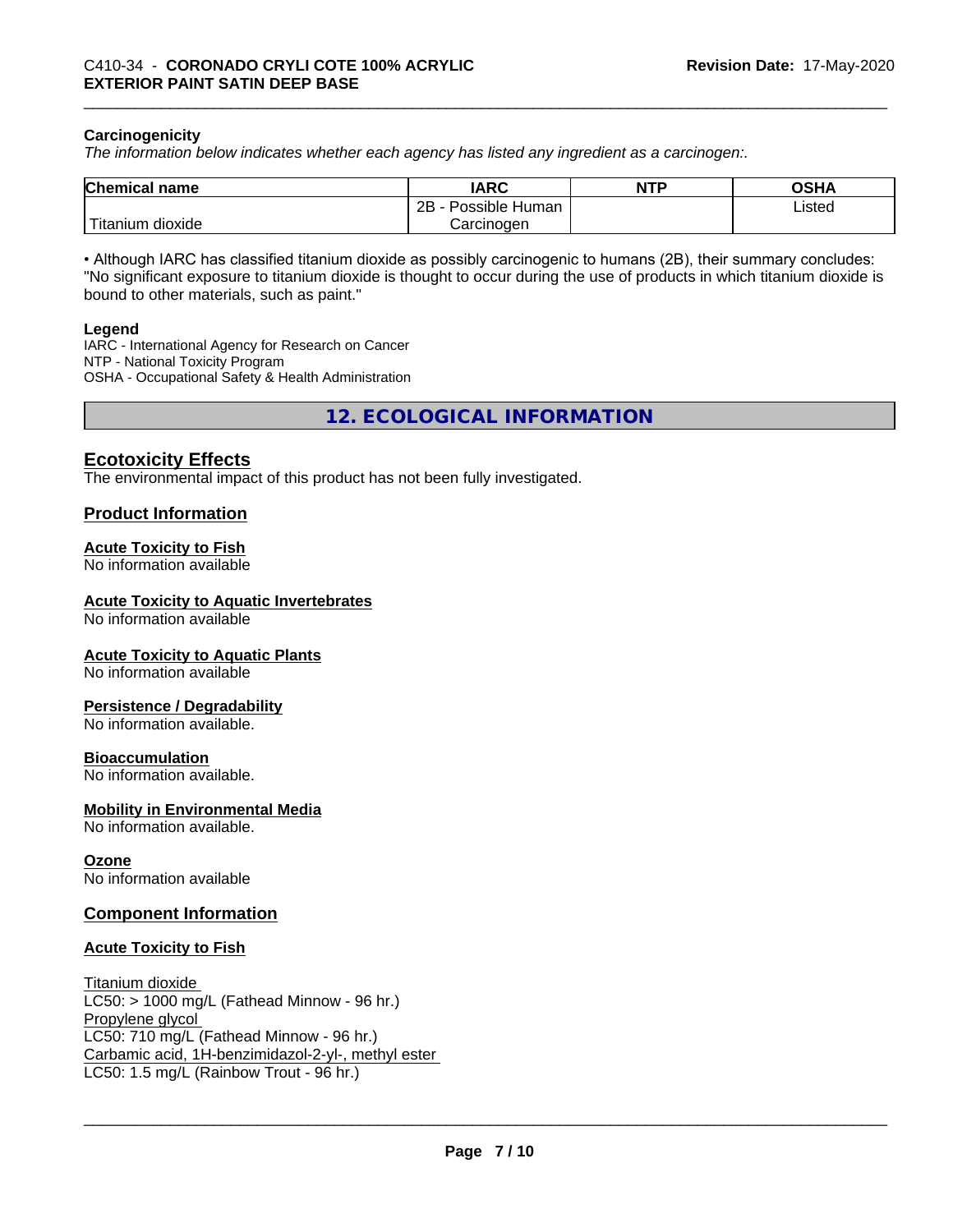### Carcinogenicity

*The information below indicates whether each agency has listed any ingredient as a carcinogen:.*

| Chemical name | IARC | NTP | OSHA |
|---|---|---|---|
| Titanium dioxide | 2B - Possible Human Carcinogen | | Listed |

• Although IARC has classified titanium dioxide as possibly carcinogenic to humans (2B), their summary concludes: "No significant exposure to titanium dioxide is thought to occur during the use of products in which titanium dioxide is bound to other materials, such as paint."

**Legend**

IARC - International Agency for Research on Cancer
NTP - National Toxicity Program
OSHA - Occupational Safety & Health Administration

## 12. ECOLOGICAL INFORMATION

### Ecotoxicity Effects

The environmental impact of this product has not been fully investigated.

### Product Information

**Acute Toxicity to Fish**
No information available

**Acute Toxicity to Aquatic Invertebrates**
No information available

**Acute Toxicity to Aquatic Plants**
No information available

**Persistence / Degradability**
No information available.

**Bioaccumulation**
No information available.

**Mobility in Environmental Media**
No information available.

**Ozone**
No information available

### Component Information

**Acute Toxicity to Fish**

Titanium dioxide
LC50: > 1000 mg/L (Fathead Minnow - 96 hr.)
Propylene glycol
LC50: 710 mg/L (Fathead Minnow - 96 hr.)
Carbamic acid, 1H-benzimidazol-2-yl-, methyl ester
LC50: 1.5 mg/L (Rainbow Trout - 96 hr.)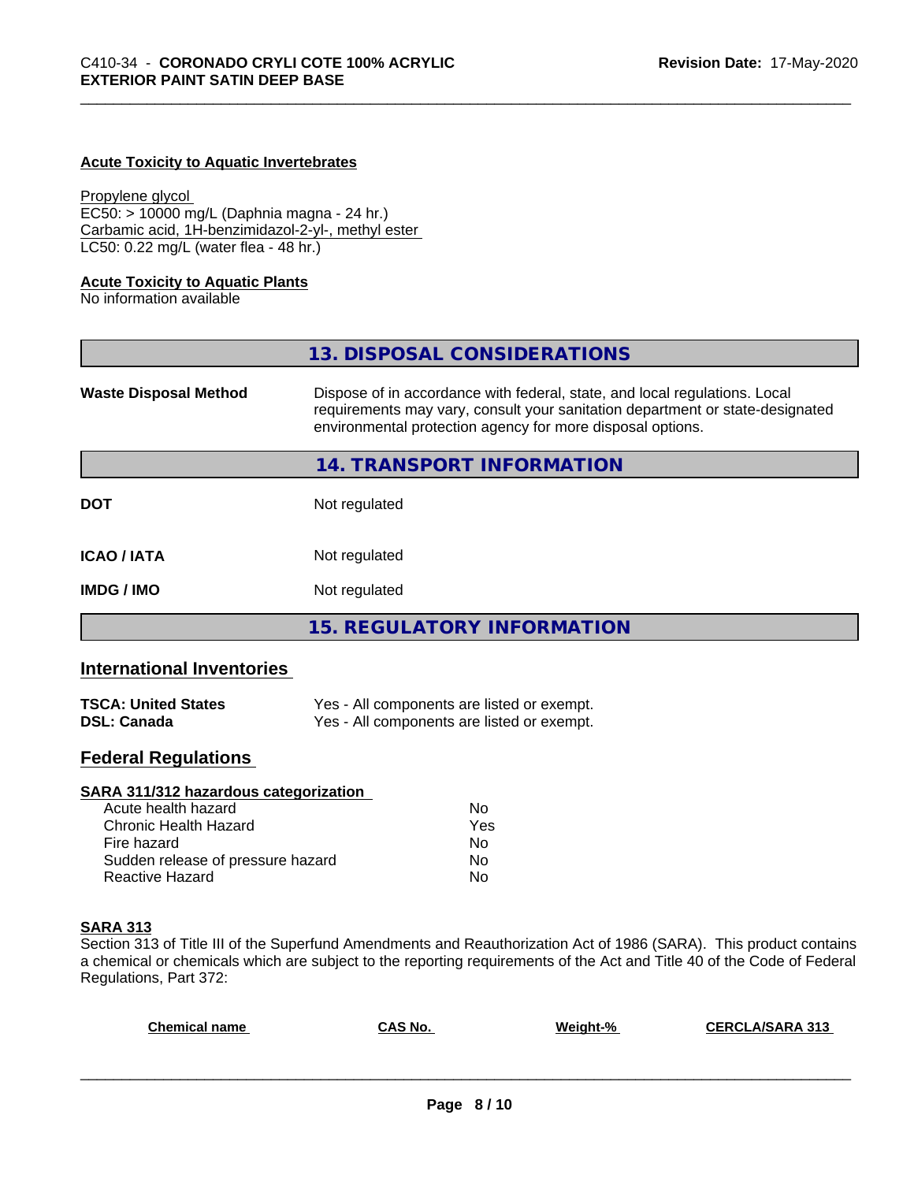**Acute Toxicity to Aquatic Invertebrates**

Propylene glycol
EC50: > 10000 mg/L (Daphnia magna - 24 hr.)
Carbamic acid, 1H-benzimidazol-2-yl-, methyl ester
LC50: 0.22 mg/L (water flea - 48 hr.)

**Acute Toxicity to Aquatic Plants**
No information available

## 13. DISPOSAL CONSIDERATIONS

| | |
|---|---|
| **Waste Disposal Method** | Dispose of in accordance with federal, state, and local regulations. Local requirements may vary, consult your sanitation department or state-designated environmental protection agency for more disposal options. |

## 14. TRANSPORT INFORMATION

| | |
|---|---|
| **DOT** | Not regulated |
| **ICAO / IATA** | Not regulated |
| **IMDG / IMO** | Not regulated |

## 15. REGULATORY INFORMATION

### International Inventories

| | |
|---|---|
| **TSCA: United States** | Yes - All components are listed or exempt. |
| **DSL: Canada** | Yes - All components are listed or exempt. |

### Federal Regulations

**SARA 311/312 hazardous categorization**

| | |
|---|---|
| Acute health hazard | No |
| Chronic Health Hazard | Yes |
| Fire hazard | No |
| Sudden release of pressure hazard | No |
| Reactive Hazard | No |

**SARA 313**
Section 313 of Title III of the Superfund Amendments and Reauthorization Act of 1986 (SARA). This product contains a chemical or chemicals which are subject to the reporting requirements of the Act and Title 40 of the Code of Federal Regulations, Part 372:

| Chemical name | CAS No. | Weight-% | CERCLA/SARA 313 |
|---|---|---|---|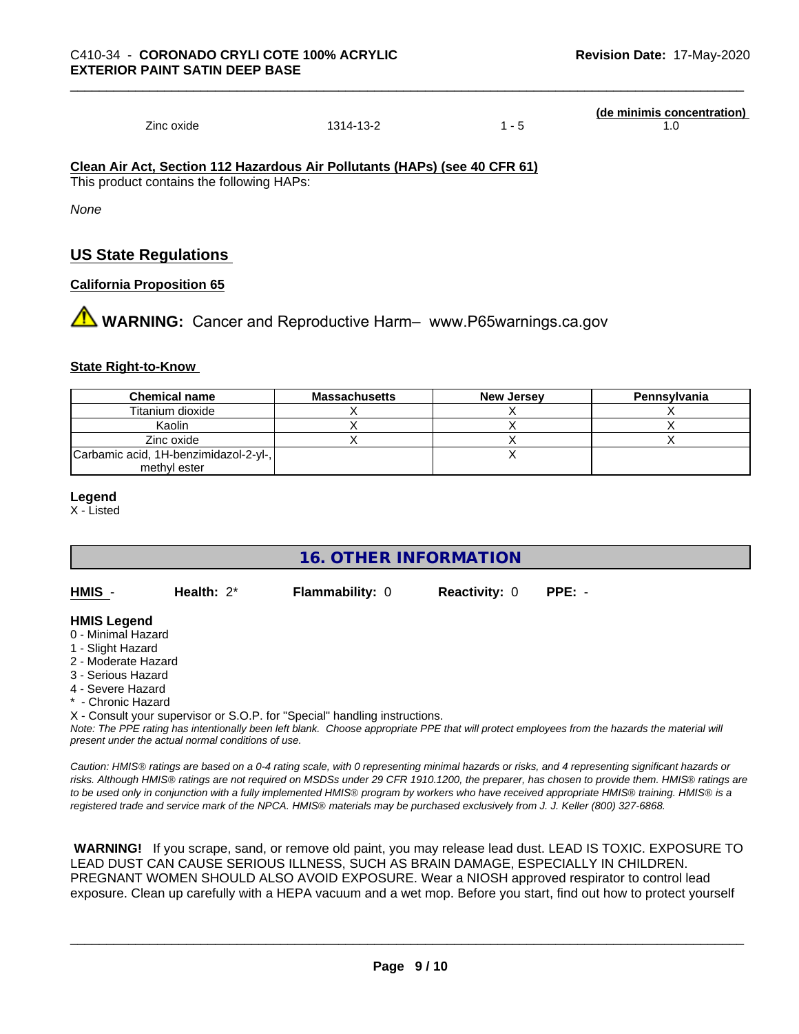| | | | (de minimis concentration) |
|---|---|---|---|
| Zinc oxide | 1314-13-2 | 1 - 5 | 1.0 |

**Clean Air Act, Section 112 Hazardous Air Pollutants (HAPs) (see 40 CFR 61)**

This product contains the following HAPs:

*None*

## US State Regulations

**California Proposition 65**

**WARNING:** Cancer and Reproductive Harm– www.P65warnings.ca.gov

**State Right-to-Know**

| Chemical name | Massachusetts | New Jersey | Pennsylvania |
|---|---|---|---|
| Titanium dioxide | X | X | X |
| Kaolin | X | X | X |
| Zinc oxide | X | X | X |
| Carbamic acid, 1H-benzimidazol-2-yl-, methyl ester | | X | |

**Legend**

X - Listed

## 16. OTHER INFORMATION

**HMIS** - **Health:** 2* **Flammability:** 0 **Reactivity:** 0 **PPE:** -

**HMIS Legend**

0 - Minimal Hazard
1 - Slight Hazard
2 - Moderate Hazard
3 - Serious Hazard
4 - Severe Hazard
* - Chronic Hazard
X - Consult your supervisor or S.O.P. for "Special" handling instructions.

*Note: The PPE rating has intentionally been left blank. Choose appropriate PPE that will protect employees from the hazards the material will present under the actual normal conditions of use.*

*Caution: HMIS® ratings are based on a 0-4 rating scale, with 0 representing minimal hazards or risks, and 4 representing significant hazards or risks. Although HMIS® ratings are not required on MSDSs under 29 CFR 1910.1200, the preparer, has chosen to provide them. HMIS® ratings are to be used only in conjunction with a fully implemented HMIS® program by workers who have received appropriate HMIS® training. HMIS® is a registered trade and service mark of the NPCA. HMIS® materials may be purchased exclusively from J. J. Keller (800) 327-6868.*

**WARNING!** If you scrape, sand, or remove old paint, you may release lead dust. LEAD IS TOXIC. EXPOSURE TO LEAD DUST CAN CAUSE SERIOUS ILLNESS, SUCH AS BRAIN DAMAGE, ESPECIALLY IN CHILDREN. PREGNANT WOMEN SHOULD ALSO AVOID EXPOSURE. Wear a NIOSH approved respirator to control lead exposure. Clean up carefully with a HEPA vacuum and a wet mop. Before you start, find out how to protect yourself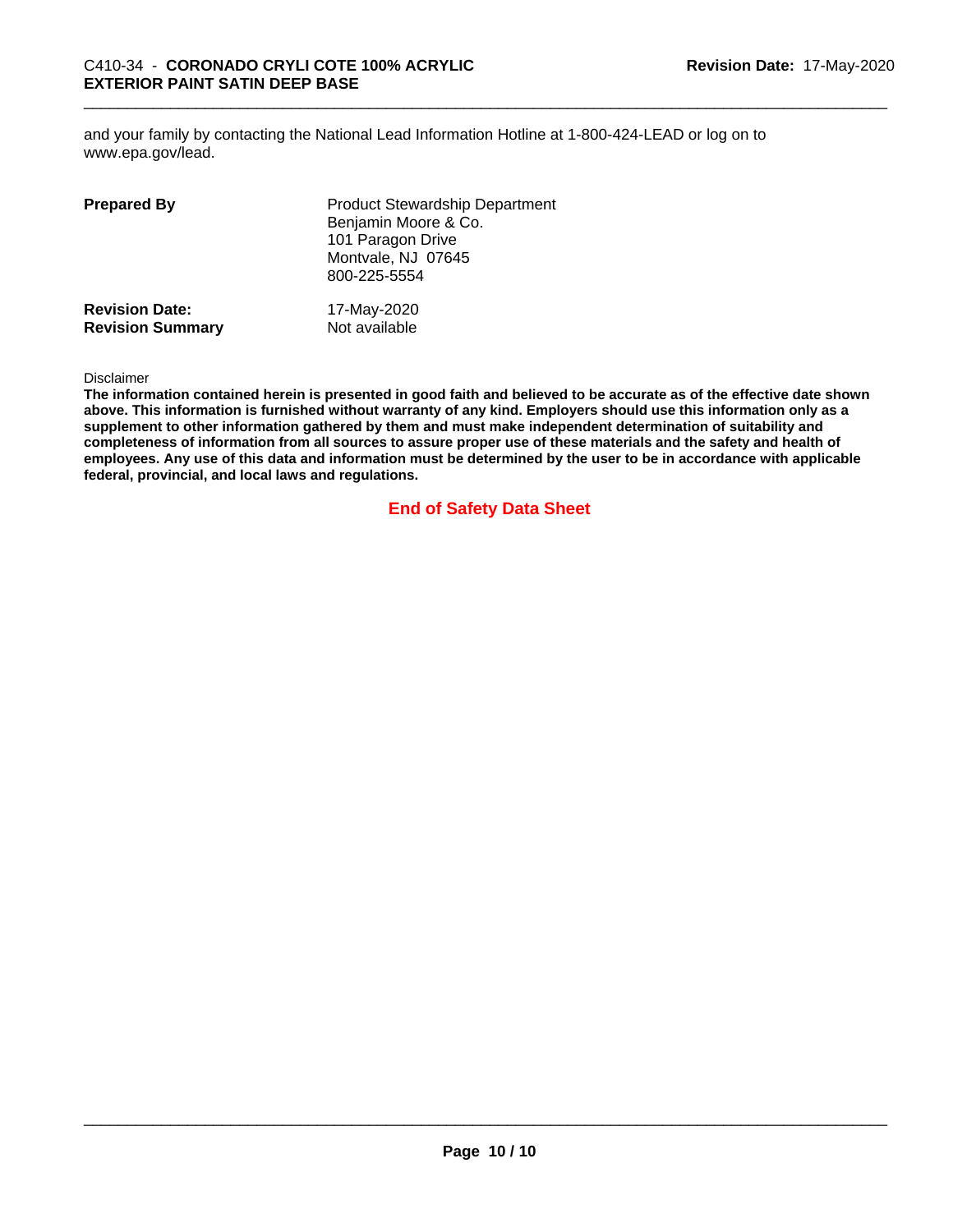and your family by contacting the National Lead Information Hotline at 1-800-424-LEAD or log on to www.epa.gov/lead.

| | |
|---|---|
| **Prepared By** | Product Stewardship Department<br>Benjamin Moore & Co.<br>101 Paragon Drive<br>Montvale, NJ 07645<br>800-225-5554 |
| **Revision Date:** | 17-May-2020 |
| **Revision Summary** | Not available |

Disclaimer

**The information contained herein is presented in good faith and believed to be accurate as of the effective date shown above. This information is furnished without warranty of any kind. Employers should use this information only as a supplement to other information gathered by them and must make independent determination of suitability and completeness of information from all sources to assure proper use of these materials and the safety and health of employees. Any use of this data and information must be determined by the user to be in accordance with applicable federal, provincial, and local laws and regulations.**

**End of Safety Data Sheet**